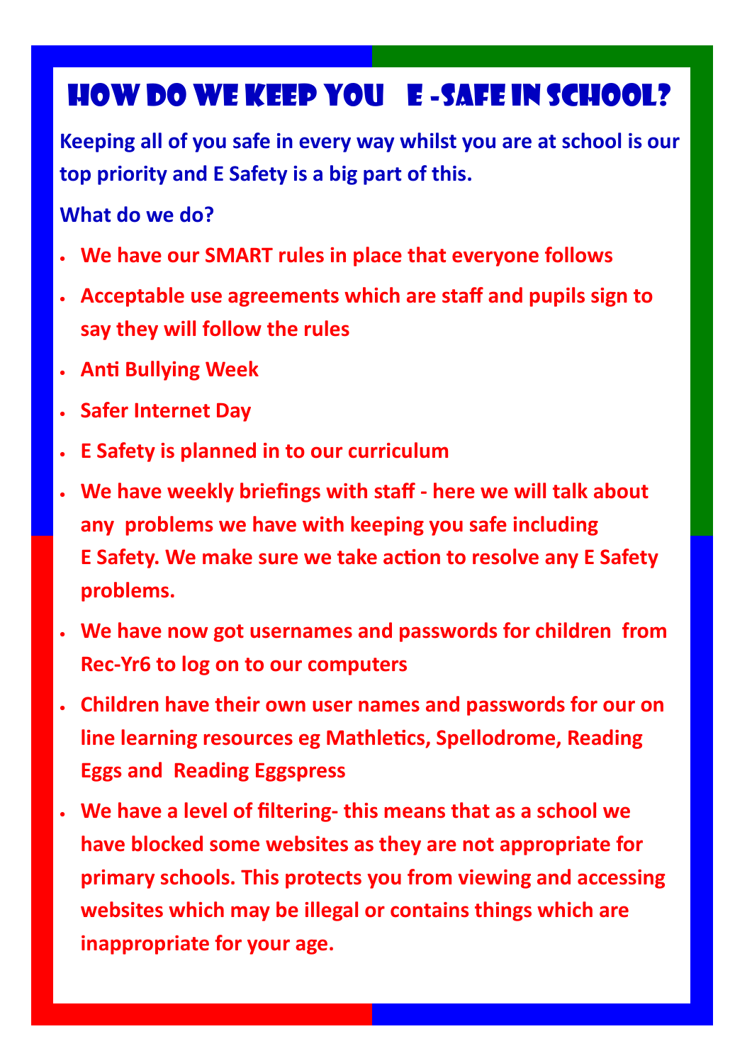# How do we keep you E -Safe in School?

**Keeping all of you safe in every way whilst you are at school is our top priority and E Safety is a big part of this.**

**What do we do?**

- **We have our SMART rules in place that everyone follows**
- **Acceptable use agreements which are staff and pupils sign to say they will follow the rules**
- **Anti Bullying Week**
- **Safer Internet Day**
- **E Safety is planned in to our curriculum**
- **We have weekly briefings with staff - here we will talk about any problems we have with keeping you safe including E Safety. We make sure we take action to resolve any E Safety problems.**
- **We have now got usernames and passwords for children from Rec-Yr6 to log on to our computers**
- **Children have their own user names and passwords for our on line learning resources eg Mathletics, Spellodrome, Reading Eggs and Reading Eggspress**
- **We have a level of filtering- this means that as a school we have blocked some websites as they are not appropriate for primary schools. This protects you from viewing and accessing websites which may be illegal or contains things which are inappropriate for your age.**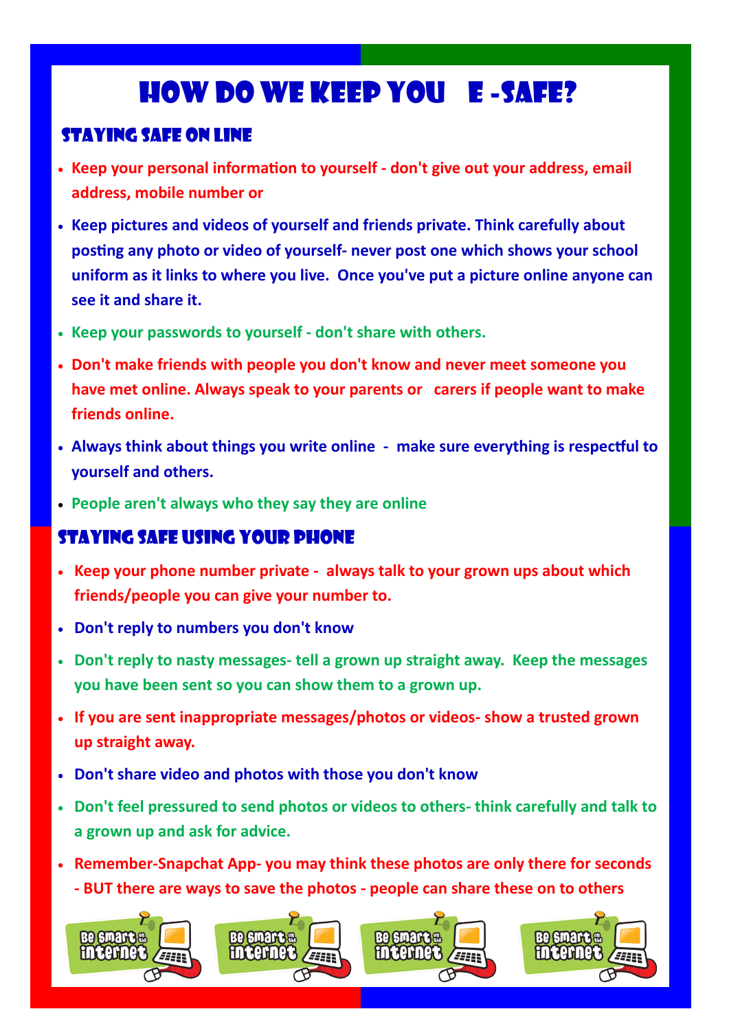# How do we keep you e-safe?

## Staying Safe On line

- **Keep your personal information to yourself - don't give out your address, email address, mobile number or**
- **Keep pictures and videos of yourself and friends private. Think carefully about posting any photo or video of yourself- never post one which shows your school uniform as it links to where you live. Once you've put a picture online anyone can see it and share it.**
- **Keep your passwords to yourself - don't share with others.**
- **Don't make friends with people you don't know and never meet someone you have met online. Always speak to your parents or carers if people want to make friends online.**
- **Always think about things you write online - make sure everything is respectful to yourself and others.**
- **People aren't always who they say they are online**

## Staying safe using your phone

- **Keep your phone number private - always talk to your grown ups about which friends/people you can give your number to.**
- **Don't reply to numbers you don't know**
- **Don't reply to nasty messages- tell a grown up straight away. Keep the messages you have been sent so you can show them to a grown up.**
- **If you are sent inappropriate messages/photos or videos- show a trusted grown up straight away.**
- **Don't share video and photos with those you don't know**
- **Don't feel pressured to send photos or videos to others- think carefully and talk to a grown up and ask for advice.**
- **Remember-Snapchat App- you may think these photos are only there for seconds - BUT there are ways to save the photos - people can share these on to others**

Be smart on the internet | Be smart on the internet | Be smart on the internet | Be smart on the internet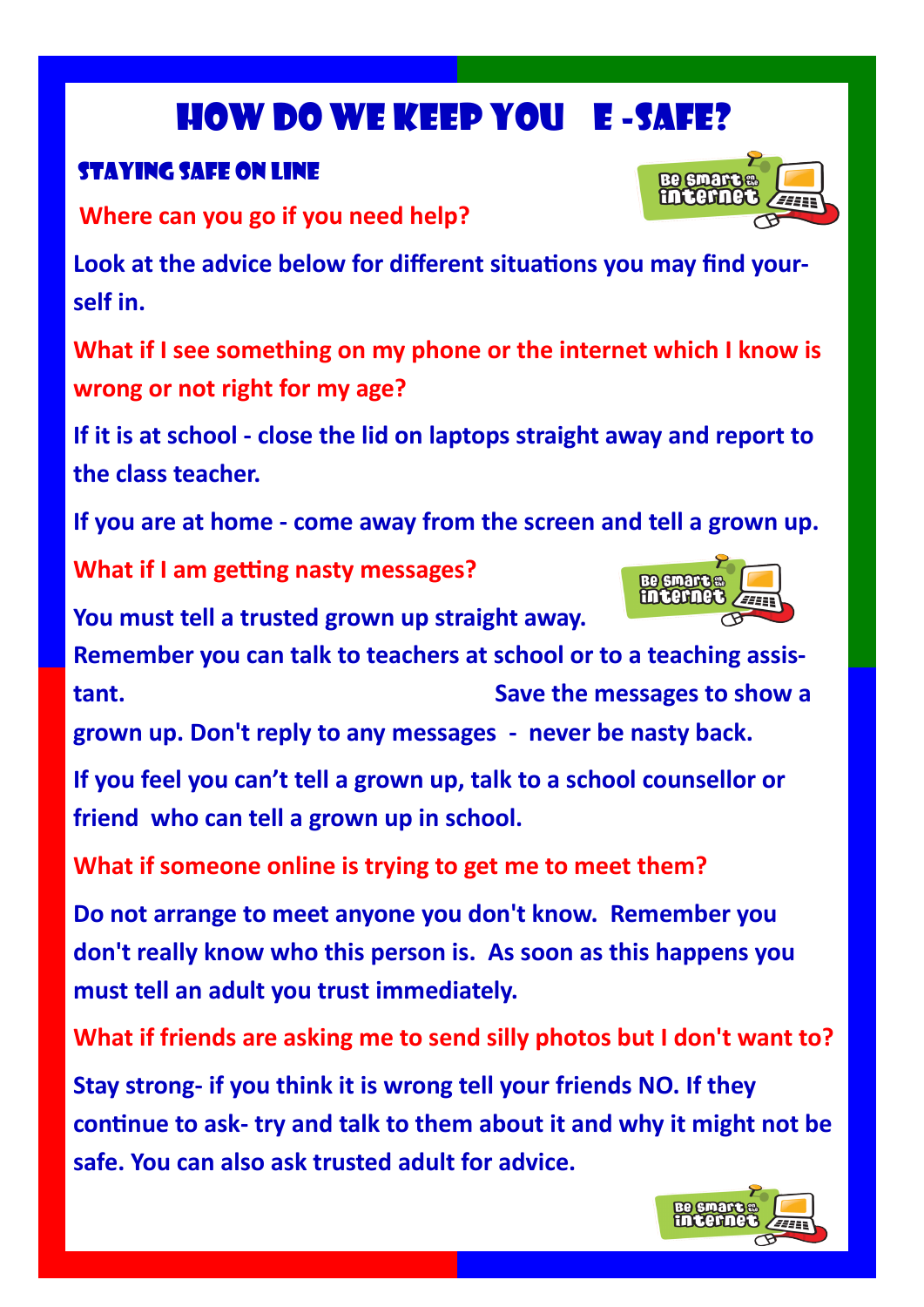# How do we keep you e-safe?

## Staying safe on line

**Where can you go if you need help?**

**Look at the advice below for different situations you may find yourself in.**

**What if I see something on my phone or the internet which I know is wrong or not right for my age?**

**If it is at school - close the lid on laptops straight away and report to the class teacher.**

**If you are at home - come away from the screen and tell a grown up.**

**What if I am getting nasty messages?**

**You must tell a trusted grown up straight away.**

**Remember you can talk to teachers at school or to a teaching assistant. Save the messages to show a grown up. Don't reply to any messages - never be nasty back.**

**If you feel you can't tell a grown up, talk to a school counsellor or friend who can tell a grown up in school.**

**What if someone online is trying to get me to meet them?**

**Do not arrange to meet anyone you don't know. Remember you don't really know who this person is. As soon as this happens you must tell an adult you trust immediately.**

**What if friends are asking me to send silly photos but I don't want to?**

**Stay strong- if you think it is wrong tell your friends NO. If they continue to ask- try and talk to them about it and why it might not be safe. You can also ask trusted adult for advice.**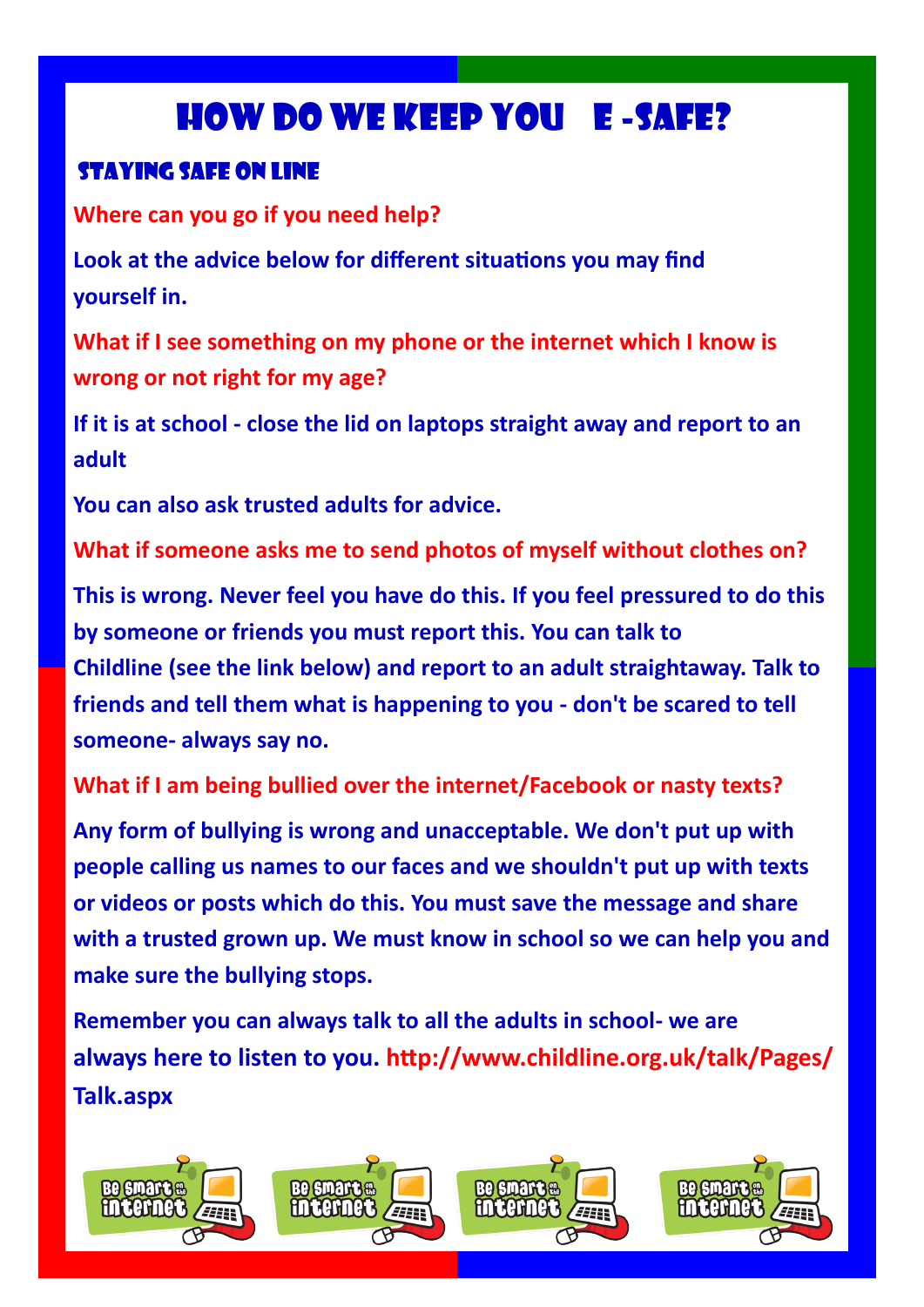# How do we keep you E -safe?

## Staying safe on line

**Where can you go if you need help?**

**Look at the advice below for different situations you may find yourself in.**

**What if I see something on my phone or the internet which I know is wrong or not right for my age?**

**If it is at school - close the lid on laptops straight away and report to an adult**

**You can also ask trusted adults for advice.**

**What if someone asks me to send photos of myself without clothes on?**

**This is wrong. Never feel you have do this. If you feel pressured to do this by someone or friends you must report this. You can talk to Childline (see the link below) and report to an adult straightaway. Talk to friends and tell them what is happening to you - don't be scared to tell someone- always say no.**

**What if I am being bullied over the internet/Facebook or nasty texts?**

**Any form of bullying is wrong and unacceptable. We don't put up with people calling us names to our faces and we shouldn't put up with texts or videos or posts which do this. You must save the message and share with a trusted grown up. We must know in school so we can help you and make sure the bullying stops.**

**Remember you can always talk to all the adults in school- we are always here to listen to you. http://www.childline.org.uk/talk/Pages/Talk.aspx**

Be smart on the internet

Be smart on the internet

Be smart on the internet

Be smart on the internet